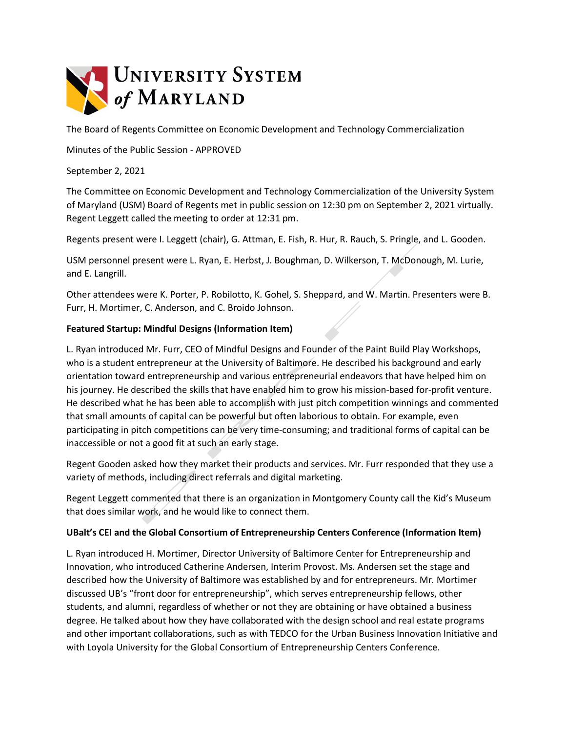University System of Maryland

The Board of Regents Committee on Economic Development and Technology Commercialization

Minutes of the Public Session - APPROVED

September 2, 2021

The Committee on Economic Development and Technology Commercialization of the University System of Maryland (USM) Board of Regents met in public session on 12:30 pm on September 2, 2021 virtually. Regent Leggett called the meeting to order at 12:31 pm.

Regents present were I. Leggett (chair), G. Attman, E. Fish, R. Hur, R. Rauch, S. Pringle, and L. Gooden.

USM personnel present were L. Ryan, E. Herbst, J. Boughman, D. Wilkerson, T. McDonough, M. Lurie, and E. Langrill.

Other attendees were K. Porter, P. Robilotto, K. Gohel, S. Sheppard, and W. Martin. Presenters were B. Furr, H. Mortimer, C. Anderson, and C. Broido Johnson.

**Featured Startup: Mindful Designs (Information Item)**

L. Ryan introduced Mr. Furr, CEO of Mindful Designs and Founder of the Paint Build Play Workshops, who is a student entrepreneur at the University of Baltimore. He described his background and early orientation toward entrepreneurship and various entrepreneurial endeavors that have helped him on his journey. He described the skills that have enabled him to grow his mission-based for-profit venture. He described what he has been able to accomplish with just pitch competition winnings and commented that small amounts of capital can be powerful but often laborious to obtain. For example, even participating in pitch competitions can be very time-consuming; and traditional forms of capital can be inaccessible or not a good fit at such an early stage.

Regent Gooden asked how they market their products and services. Mr. Furr responded that they use a variety of methods, including direct referrals and digital marketing.

Regent Leggett commented that there is an organization in Montgomery County call the Kid's Museum that does similar work, and he would like to connect them.

**UBalt's CEI and the Global Consortium of Entrepreneurship Centers Conference (Information Item)**

L. Ryan introduced H. Mortimer, Director University of Baltimore Center for Entrepreneurship and Innovation, who introduced Catherine Andersen, Interim Provost. Ms. Andersen set the stage and described how the University of Baltimore was established by and for entrepreneurs. Mr. Mortimer discussed UB's "front door for entrepreneurship", which serves entrepreneurship fellows, other students, and alumni, regardless of whether or not they are obtaining or have obtained a business degree. He talked about how they have collaborated with the design school and real estate programs and other important collaborations, such as with TEDCO for the Urban Business Innovation Initiative and with Loyola University for the Global Consortium of Entrepreneurship Centers Conference.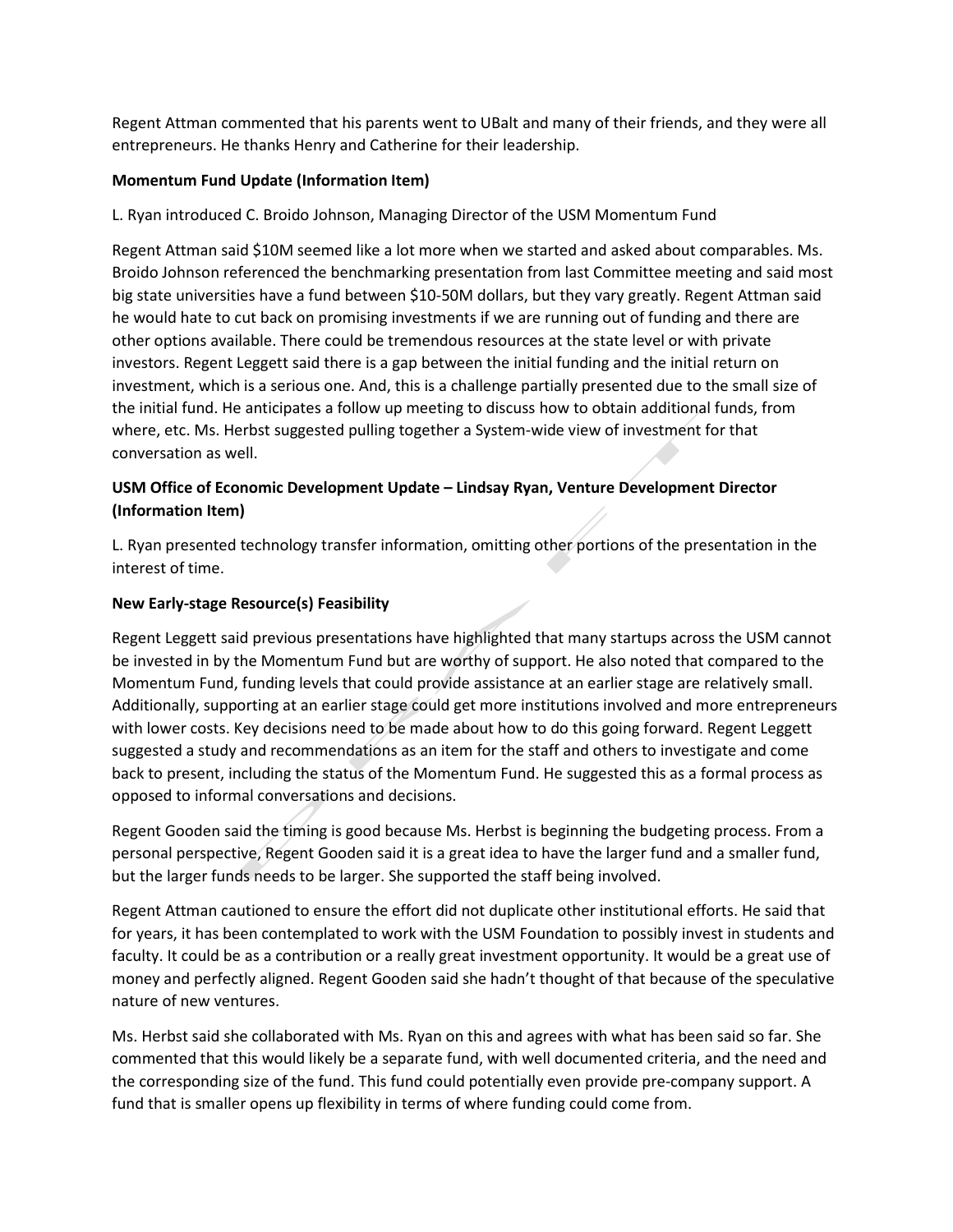Regent Attman commented that his parents went to UBalt and many of their friends, and they were all entrepreneurs. He thanks Henry and Catherine for their leadership.

**Momentum Fund Update (Information Item)**

L. Ryan introduced C. Broido Johnson, Managing Director of the USM Momentum Fund

Regent Attman said $10M seemed like a lot more when we started and asked about comparables. Ms. Broido Johnson referenced the benchmarking presentation from last Committee meeting and said most big state universities have a fund between $10-50M dollars, but they vary greatly. Regent Attman said he would hate to cut back on promising investments if we are running out of funding and there are other options available. There could be tremendous resources at the state level or with private investors. Regent Leggett said there is a gap between the initial funding and the initial return on investment, which is a serious one. And, this is a challenge partially presented due to the small size of the initial fund. He anticipates a follow up meeting to discuss how to obtain additional funds, from where, etc. Ms. Herbst suggested pulling together a System-wide view of investment for that conversation as well.

**USM Office of Economic Development Update – Lindsay Ryan, Venture Development Director (Information Item)**

L. Ryan presented technology transfer information, omitting other portions of the presentation in the interest of time.

**New Early-stage Resource(s) Feasibility**

Regent Leggett said previous presentations have highlighted that many startups across the USM cannot be invested in by the Momentum Fund but are worthy of support. He also noted that compared to the Momentum Fund, funding levels that could provide assistance at an earlier stage are relatively small. Additionally, supporting at an earlier stage could get more institutions involved and more entrepreneurs with lower costs. Key decisions need to be made about how to do this going forward. Regent Leggett suggested a study and recommendations as an item for the staff and others to investigate and come back to present, including the status of the Momentum Fund. He suggested this as a formal process as opposed to informal conversations and decisions.

Regent Gooden said the timing is good because Ms. Herbst is beginning the budgeting process. From a personal perspective, Regent Gooden said it is a great idea to have the larger fund and a smaller fund, but the larger funds needs to be larger. She supported the staff being involved.

Regent Attman cautioned to ensure the effort did not duplicate other institutional efforts. He said that for years, it has been contemplated to work with the USM Foundation to possibly invest in students and faculty. It could be as a contribution or a really great investment opportunity. It would be a great use of money and perfectly aligned. Regent Gooden said she hadn't thought of that because of the speculative nature of new ventures.

Ms. Herbst said she collaborated with Ms. Ryan on this and agrees with what has been said so far. She commented that this would likely be a separate fund, with well documented criteria, and the need and the corresponding size of the fund. This fund could potentially even provide pre-company support. A fund that is smaller opens up flexibility in terms of where funding could come from.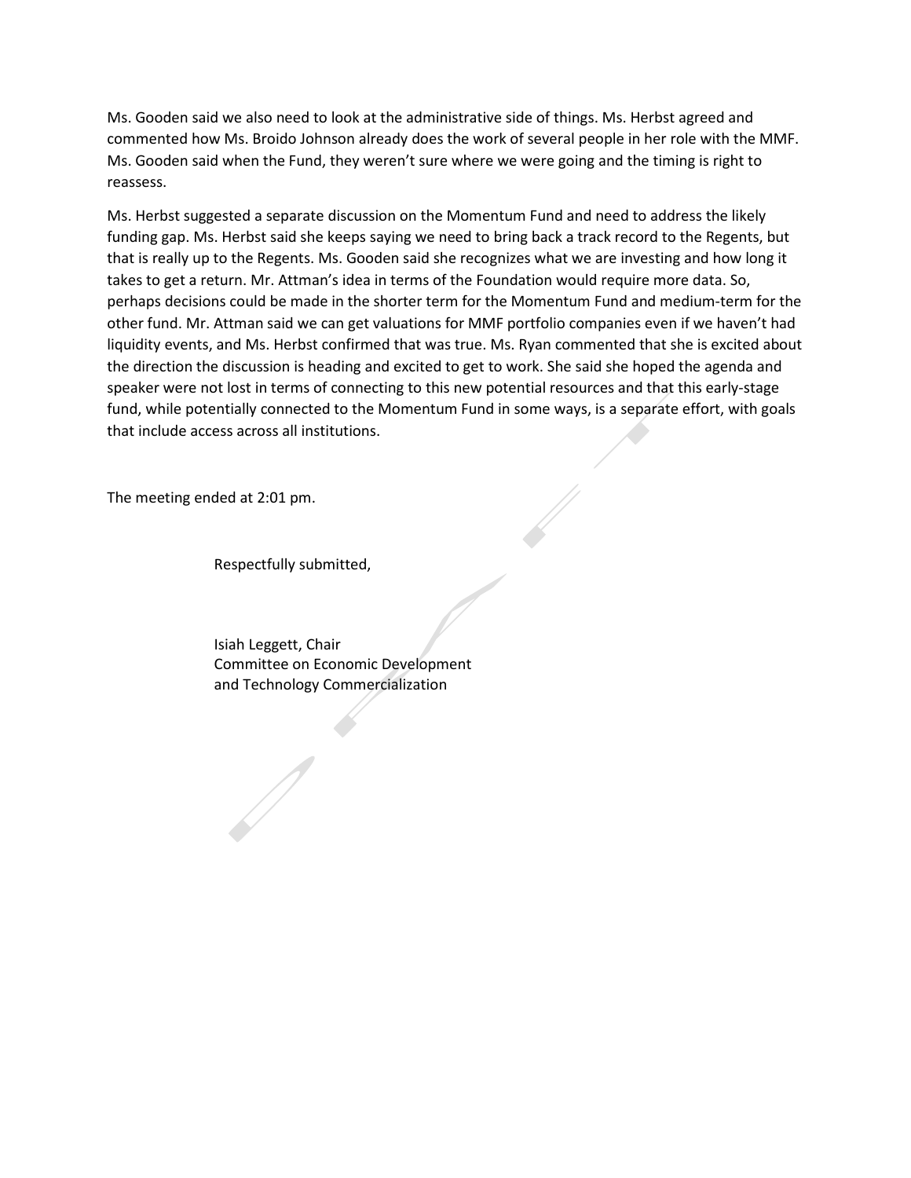Ms. Gooden said we also need to look at the administrative side of things. Ms. Herbst agreed and commented how Ms. Broido Johnson already does the work of several people in her role with the MMF. Ms. Gooden said when the Fund, they weren't sure where we were going and the timing is right to reassess.

Ms. Herbst suggested a separate discussion on the Momentum Fund and need to address the likely funding gap. Ms. Herbst said she keeps saying we need to bring back a track record to the Regents, but that is really up to the Regents. Ms. Gooden said she recognizes what we are investing and how long it takes to get a return. Mr. Attman's idea in terms of the Foundation would require more data. So, perhaps decisions could be made in the shorter term for the Momentum Fund and medium-term for the other fund. Mr. Attman said we can get valuations for MMF portfolio companies even if we haven't had liquidity events, and Ms. Herbst confirmed that was true. Ms. Ryan commented that she is excited about the direction the discussion is heading and excited to get to work. She said she hoped the agenda and speaker were not lost in terms of connecting to this new potential resources and that this early-stage fund, while potentially connected to the Momentum Fund in some ways, is a separate effort, with goals that include access across all institutions.

The meeting ended at 2:01 pm.

Respectfully submitted,

Isiah Leggett, Chair
Committee on Economic Development
and Technology Commercialization